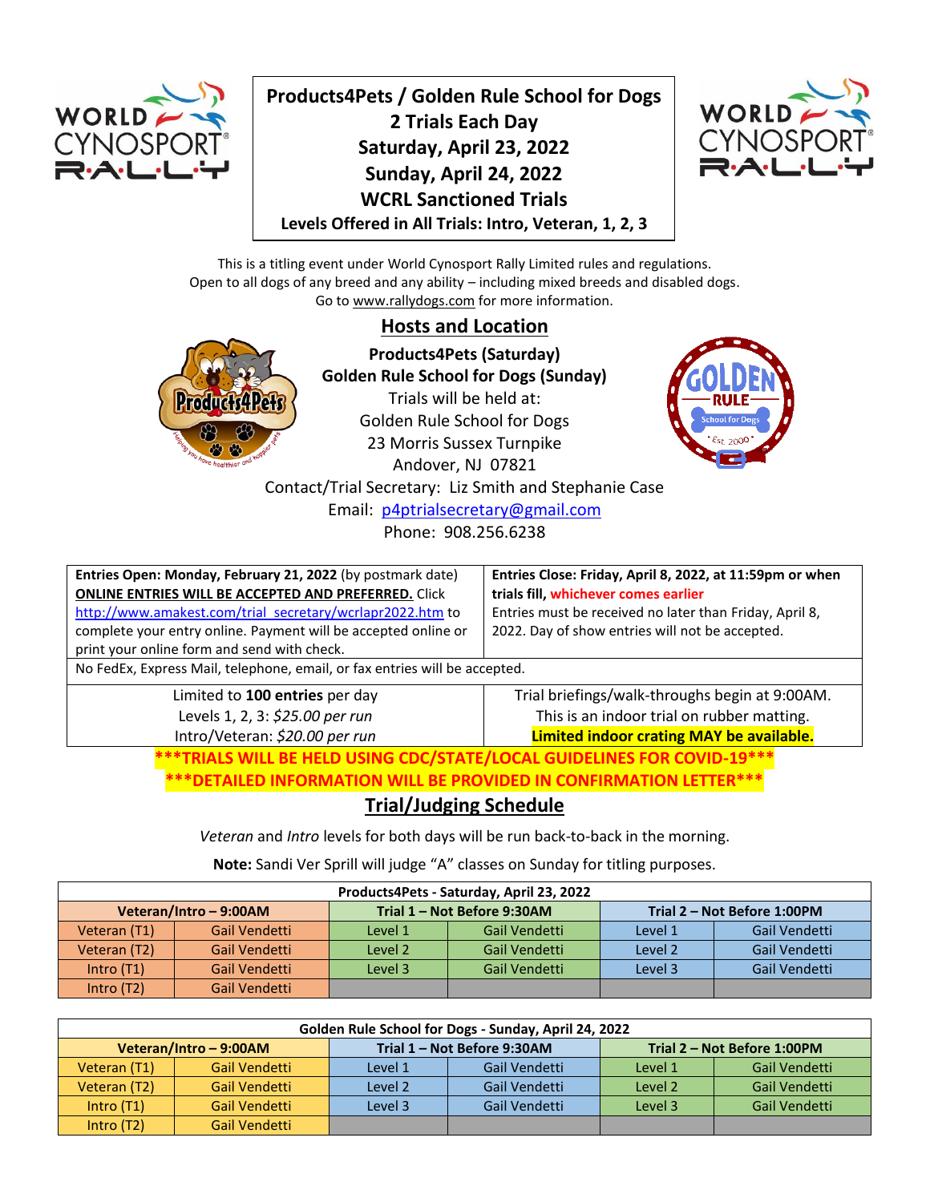# Products4Pets / Golden Rule School for Dogs
## 2 Trials Each Day
## Saturday, April 23, 2022
## Sunday, April 24, 2022
## WCRL Sanctioned Trials
**Levels Offered in All Trials: Intro, Veteran, 1, 2, 3**

This is a titling event under World Cynosport Rally Limited rules and regulations.
Open to all dogs of any breed and any ability – including mixed breeds and disabled dogs.
Go to www.rallydogs.com for more information.

## Hosts and Location

**Products4Pets (Saturday)**
**Golden Rule School for Dogs (Sunday)**
Trials will be held at:
Golden Rule School for Dogs
23 Morris Sussex Turnpike
Andover, NJ 07821
Contact/Trial Secretary: Liz Smith and Stephanie Case
Email: p4ptrialsecretary@gmail.com
Phone: 908.256.6238

| **Entries Open: Monday, February 21, 2022** (by postmark date) **ONLINE ENTRIES WILL BE ACCEPTED AND PREFERRED.** Click http://www.amakest.com/trial_secretary/wcrlapr2022.htm to complete your entry online. Payment will be accepted online or print your online form and send with check. | **Entries Close: Friday, April 8, 2022, at 11:59pm or when trials fill, whichever comes earlier** Entries must be received no later than Friday, April 8, 2022. Day of show entries will not be accepted. |
|---|---|
| No FedEx, Express Mail, telephone, email, or fax entries will be accepted. | |
| Limited to **100 entries** per day<br>Levels 1, 2, 3: *$25.00 per run*<br>Intro/Veteran: *$20.00 per run* | Trial briefings/walk-throughs begin at 9:00AM.<br>This is an indoor trial on rubber matting.<br>**Limited indoor crating MAY be available.** |

**\*\*\*TRIALS WILL BE HELD USING CDC/STATE/LOCAL GUIDELINES FOR COVID-19\*\*\***
**\*\*\*DETAILED INFORMATION WILL BE PROVIDED IN CONFIRMATION LETTER\*\*\***

## Trial/Judging Schedule

*Veteran* and *Intro* levels for both days will be run back-to-back in the morning.

**Note:** Sandi Ver Sprill will judge "A" classes on Sunday for titling purposes.

| **Products4Pets - Saturday, April 23, 2022** | | | | | |
|---|---|---|---|---|---|
| **Veteran/Intro – 9:00AM** | | **Trial 1 – Not Before 9:30AM** | | **Trial 2 – Not Before 1:00PM** | |
| Veteran (T1) | Gail Vendetti | Level 1 | Gail Vendetti | Level 1 | Gail Vendetti |
| Veteran (T2) | Gail Vendetti | Level 2 | Gail Vendetti | Level 2 | Gail Vendetti |
| Intro (T1) | Gail Vendetti | Level 3 | Gail Vendetti | Level 3 | Gail Vendetti |
| Intro (T2) | Gail Vendetti | | | | |

| **Golden Rule School for Dogs - Sunday, April 24, 2022** | | | | | |
|---|---|---|---|---|---|
| **Veteran/Intro – 9:00AM** | | **Trial 1 – Not Before 9:30AM** | | **Trial 2 – Not Before 1:00PM** | |
| Veteran (T1) | Gail Vendetti | Level 1 | Gail Vendetti | Level 1 | Gail Vendetti |
| Veteran (T2) | Gail Vendetti | Level 2 | Gail Vendetti | Level 2 | Gail Vendetti |
| Intro (T1) | Gail Vendetti | Level 3 | Gail Vendetti | Level 3 | Gail Vendetti |
| Intro (T2) | Gail Vendetti | | | | |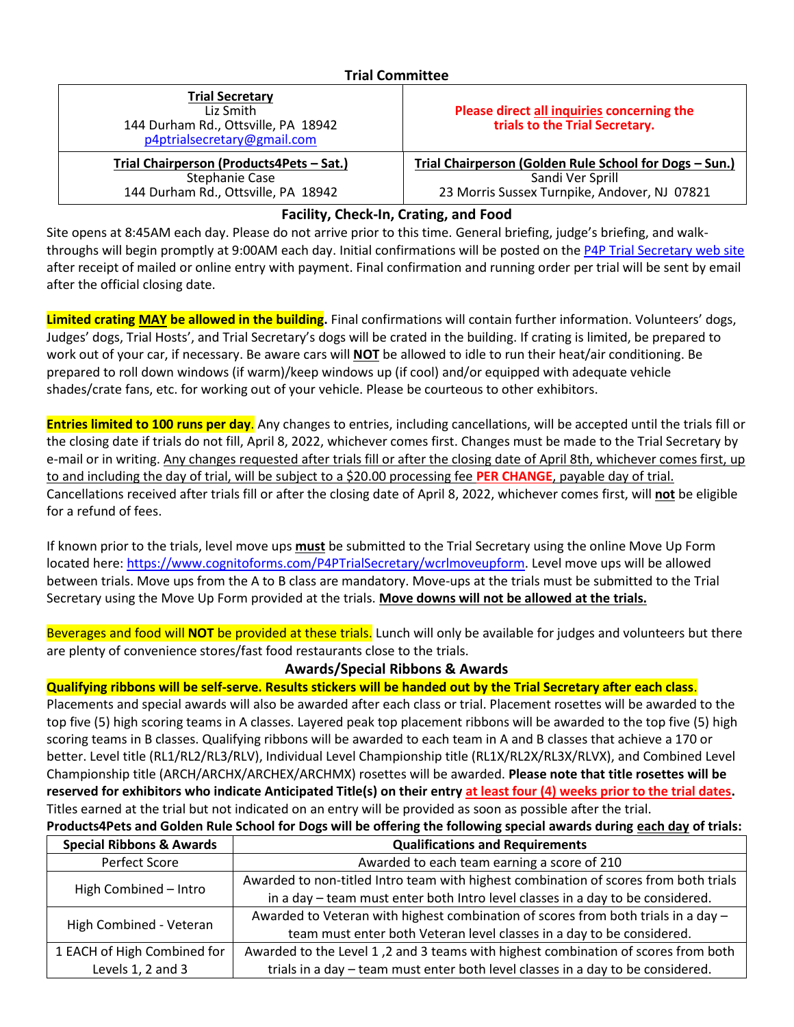### Trial Committee

| **Trial Secretary**<br>Liz Smith<br>144 Durham Rd., Ottsville, PA 18942<br>p4ptrialsecretary@gmail.com | **Please direct all inquiries concerning the trials to the Trial Secretary.** |
|---|---|
| **Trial Chairperson (Products4Pets – Sat.)**<br>Stephanie Case<br>144 Durham Rd., Ottsville, PA 18942 | **Trial Chairperson (Golden Rule School for Dogs – Sun.)**<br>Sandi Ver Sprill<br>23 Morris Sussex Turnpike, Andover, NJ 07821 |

### Facility, Check-In, Crating, and Food

Site opens at 8:45AM each day. Please do not arrive prior to this time. General briefing, judge's briefing, and walk-throughs will begin promptly at 9:00AM each day. Initial confirmations will be posted on the P4P Trial Secretary web site after receipt of mailed or online entry with payment. Final confirmation and running order per trial will be sent by email after the official closing date.

**Limited crating MAY be allowed in the building.** Final confirmations will contain further information. Volunteers' dogs, Judges' dogs, Trial Hosts', and Trial Secretary's dogs will be crated in the building. If crating is limited, be prepared to work out of your car, if necessary. Be aware cars will **NOT** be allowed to idle to run their heat/air conditioning. Be prepared to roll down windows (if warm)/keep windows up (if cool) and/or equipped with adequate vehicle shades/crate fans, etc. for working out of your vehicle. Please be courteous to other exhibitors.

**Entries limited to 100 runs per day**. Any changes to entries, including cancellations, will be accepted until the trials fill or the closing date if trials do not fill, April 8, 2022, whichever comes first. Changes must be made to the Trial Secretary by e-mail or in writing. Any changes requested after trials fill or after the closing date of April 8th, whichever comes first, up to and including the day of trial, will be subject to a $20.00 processing fee **PER CHANGE**, payable day of trial. Cancellations received after trials fill or after the closing date of April 8, 2022, whichever comes first, will **not** be eligible for a refund of fees.

If known prior to the trials, level move ups **must** be submitted to the Trial Secretary using the online Move Up Form located here: https://www.cognitoforms.com/P4PTrialSecretary/wcrlmoveupform. Level move ups will be allowed between trials. Move ups from the A to B class are mandatory. Move-ups at the trials must be submitted to the Trial Secretary using the Move Up Form provided at the trials. **Move downs will not be allowed at the trials.**

Beverages and food will **NOT** be provided at these trials. Lunch will only be available for judges and volunteers but there are plenty of convenience stores/fast food restaurants close to the trials.

### Awards/Special Ribbons & Awards

**Qualifying ribbons will be self-serve. Results stickers will be handed out by the Trial Secretary after each class**. Placements and special awards will also be awarded after each class or trial. Placement rosettes will be awarded to the top five (5) high scoring teams in A classes. Layered peak top placement ribbons will be awarded to the top five (5) high scoring teams in B classes. Qualifying ribbons will be awarded to each team in A and B classes that achieve a 170 or better. Level title (RL1/RL2/RL3/RLV), Individual Level Championship title (RL1X/RL2X/RL3X/RLVX), and Combined Level Championship title (ARCH/ARCHX/ARCHEX/ARCHMX) rosettes will be awarded. **Please note that title rosettes will be reserved for exhibitors who indicate Anticipated Title(s) on their entry at least four (4) weeks prior to the trial dates.** Titles earned at the trial but not indicated on an entry will be provided as soon as possible after the trial.

**Products4Pets and Golden Rule School for Dogs will be offering the following special awards during each day of trials:**

| Special Ribbons & Awards | Qualifications and Requirements |
|---|---|
| Perfect Score | Awarded to each team earning a score of 210 |
| High Combined – Intro | Awarded to non-titled Intro team with highest combination of scores from both trials in a day – team must enter both Intro level classes in a day to be considered. |
| High Combined - Veteran | Awarded to Veteran with highest combination of scores from both trials in a day – team must enter both Veteran level classes in a day to be considered. |
| 1 EACH of High Combined for Levels 1, 2 and 3 | Awarded to the Level 1 ,2 and 3 teams with highest combination of scores from both trials in a day – team must enter both level classes in a day to be considered. |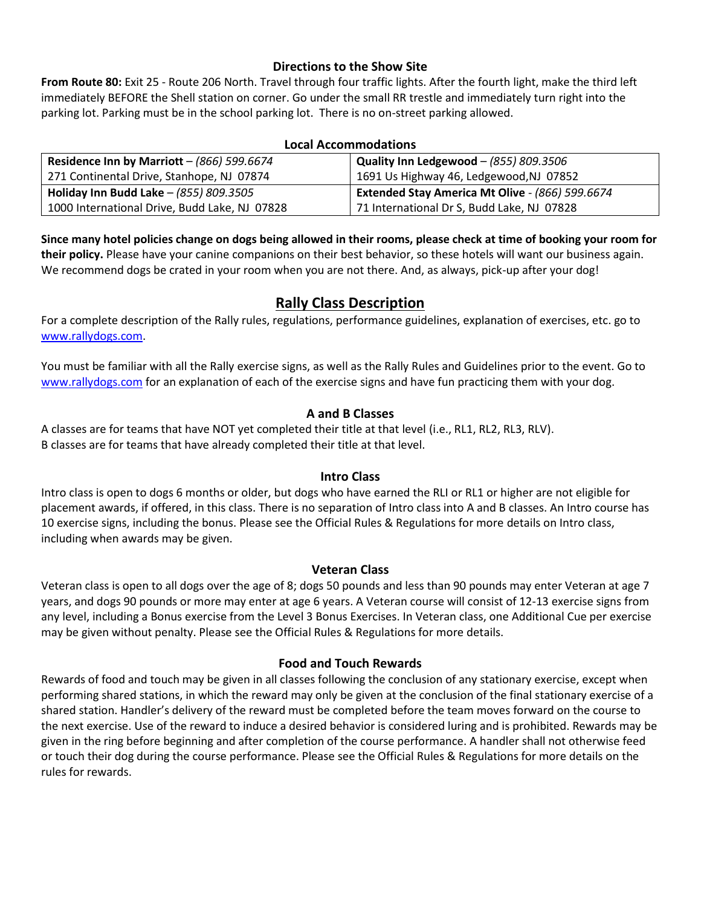### Directions to the Show Site

**From Route 80:** Exit 25 - Route 206 North. Travel through four traffic lights. After the fourth light, make the third left immediately BEFORE the Shell station on corner. Go under the small RR trestle and immediately turn right into the parking lot. Parking must be in the school parking lot. There is no on-street parking allowed.

### Local Accommodations

| | |
|---|---|
| **Residence Inn by Marriott** – *(866) 599.6674* | **Quality Inn Ledgewood** – *(855) 809.3506* |
| 271 Continental Drive, Stanhope, NJ 07874 | 1691 Us Highway 46, Ledgewood,NJ 07852 |
| **Holiday Inn Budd Lake** – *(855) 809.3505* | **Extended Stay America Mt Olive** - *(866) 599.6674* |
| 1000 International Drive, Budd Lake, NJ 07828 | 71 International Dr S, Budd Lake, NJ 07828 |

**Since many hotel policies change on dogs being allowed in their rooms, please check at time of booking your room for their policy.** Please have your canine companions on their best behavior, so these hotels will want our business again. We recommend dogs be crated in your room when you are not there. And, as always, pick-up after your dog!

## Rally Class Description

For a complete description of the Rally rules, regulations, performance guidelines, explanation of exercises, etc. go to www.rallydogs.com.

You must be familiar with all the Rally exercise signs, as well as the Rally Rules and Guidelines prior to the event. Go to www.rallydogs.com for an explanation of each of the exercise signs and have fun practicing them with your dog.

### A and B Classes

A classes are for teams that have NOT yet completed their title at that level (i.e., RL1, RL2, RL3, RLV).
B classes are for teams that have already completed their title at that level.

### Intro Class

Intro class is open to dogs 6 months or older, but dogs who have earned the RLI or RL1 or higher are not eligible for placement awards, if offered, in this class. There is no separation of Intro class into A and B classes. An Intro course has 10 exercise signs, including the bonus. Please see the Official Rules & Regulations for more details on Intro class, including when awards may be given.

### Veteran Class

Veteran class is open to all dogs over the age of 8; dogs 50 pounds and less than 90 pounds may enter Veteran at age 7 years, and dogs 90 pounds or more may enter at age 6 years. A Veteran course will consist of 12-13 exercise signs from any level, including a Bonus exercise from the Level 3 Bonus Exercises. In Veteran class, one Additional Cue per exercise may be given without penalty. Please see the Official Rules & Regulations for more details.

### Food and Touch Rewards

Rewards of food and touch may be given in all classes following the conclusion of any stationary exercise, except when performing shared stations, in which the reward may only be given at the conclusion of the final stationary exercise of a shared station. Handler's delivery of the reward must be completed before the team moves forward on the course to the next exercise. Use of the reward to induce a desired behavior is considered luring and is prohibited. Rewards may be given in the ring before beginning and after completion of the course performance. A handler shall not otherwise feed or touch their dog during the course performance. Please see the Official Rules & Regulations for more details on the rules for rewards.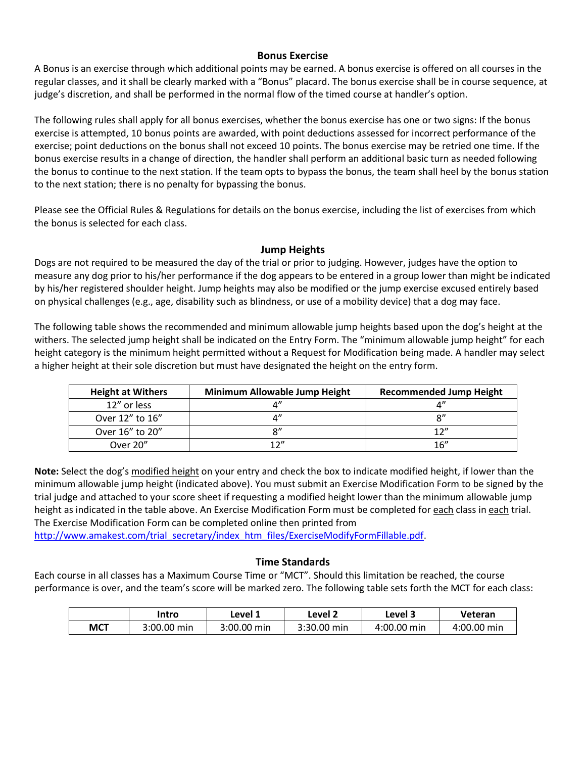## Bonus Exercise

A Bonus is an exercise through which additional points may be earned. A bonus exercise is offered on all courses in the regular classes, and it shall be clearly marked with a “Bonus” placard. The bonus exercise shall be in course sequence, at judge’s discretion, and shall be performed in the normal flow of the timed course at handler’s option.

The following rules shall apply for all bonus exercises, whether the bonus exercise has one or two signs: If the bonus exercise is attempted, 10 bonus points are awarded, with point deductions assessed for incorrect performance of the exercise; point deductions on the bonus shall not exceed 10 points. The bonus exercise may be retried one time. If the bonus exercise results in a change of direction, the handler shall perform an additional basic turn as needed following the bonus to continue to the next station. If the team opts to bypass the bonus, the team shall heel by the bonus station to the next station; there is no penalty for bypassing the bonus.

Please see the Official Rules & Regulations for details on the bonus exercise, including the list of exercises from which the bonus is selected for each class.

## Jump Heights

Dogs are not required to be measured the day of the trial or prior to judging. However, judges have the option to measure any dog prior to his/her performance if the dog appears to be entered in a group lower than might be indicated by his/her registered shoulder height. Jump heights may also be modified or the jump exercise excused entirely based on physical challenges (e.g., age, disability such as blindness, or use of a mobility device) that a dog may face.

The following table shows the recommended and minimum allowable jump heights based upon the dog’s height at the withers. The selected jump height shall be indicated on the Entry Form. The “minimum allowable jump height” for each height category is the minimum height permitted without a Request for Modification being made. A handler may select a higher height at their sole discretion but must have designated the height on the entry form.

| Height at Withers | Minimum Allowable Jump Height | Recommended Jump Height |
|---|---|---|
| 12” or less | 4” | 4” |
| Over 12” to 16” | 4” | 8” |
| Over 16” to 20” | 8” | 12” |
| Over 20” | 12” | 16” |

**Note:** Select the dog’s modified height on your entry and check the box to indicate modified height, if lower than the minimum allowable jump height (indicated above). You must submit an Exercise Modification Form to be signed by the trial judge and attached to your score sheet if requesting a modified height lower than the minimum allowable jump height as indicated in the table above. An Exercise Modification Form must be completed for each class in each trial. The Exercise Modification Form can be completed online then printed from http://www.amakest.com/trial_secretary/index_htm_files/ExerciseModifyFormFillable.pdf.

## Time Standards

Each course in all classes has a Maximum Course Time or “MCT”. Should this limitation be reached, the course performance is over, and the team’s score will be marked zero. The following table sets forth the MCT for each class:

| | Intro | Level 1 | Level 2 | Level 3 | Veteran |
|---|---|---|---|---|---|
| **MCT** | 3:00.00 min | 3:00.00 min | 3:30.00 min | 4:00.00 min | 4:00.00 min |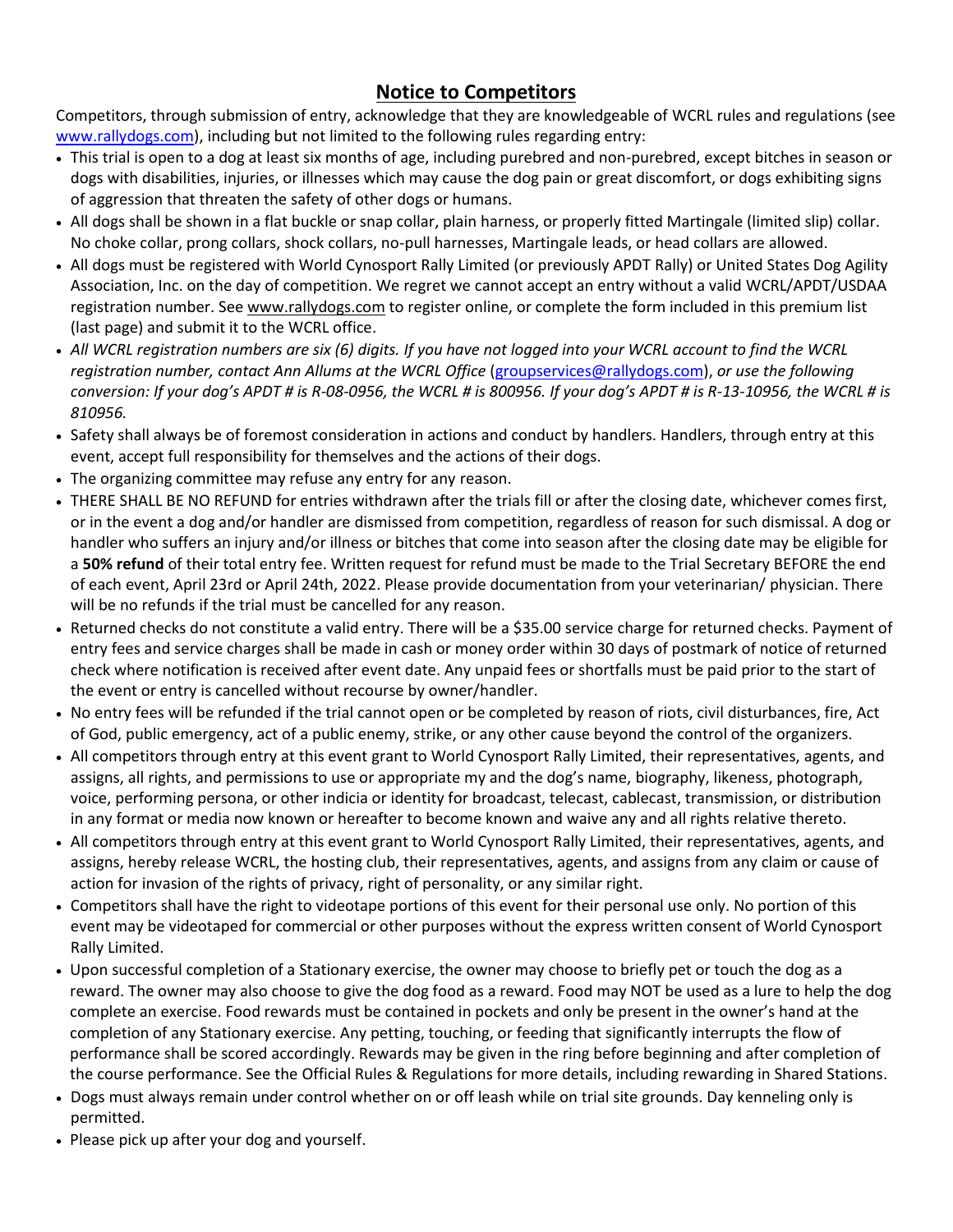## Notice to Competitors

Competitors, through submission of entry, acknowledge that they are knowledgeable of WCRL rules and regulations (see [www.rallydogs.com](http://www.rallydogs.com)), including but not limited to the following rules regarding entry:

- This trial is open to a dog at least six months of age, including purebred and non-purebred, except bitches in season or dogs with disabilities, injuries, or illnesses which may cause the dog pain or great discomfort, or dogs exhibiting signs of aggression that threaten the safety of other dogs or humans.
- All dogs shall be shown in a flat buckle or snap collar, plain harness, or properly fitted Martingale (limited slip) collar. No choke collar, prong collars, shock collars, no-pull harnesses, Martingale leads, or head collars are allowed.
- All dogs must be registered with World Cynosport Rally Limited (or previously APDT Rally) or United States Dog Agility Association, Inc. on the day of competition. We regret we cannot accept an entry without a valid WCRL/APDT/USDAA registration number. See www.rallydogs.com to register online, or complete the form included in this premium list (last page) and submit it to the WCRL office.
- *All WCRL registration numbers are six (6) digits. If you have not logged into your WCRL account to find the WCRL registration number, contact Ann Allums at the WCRL Office* ([groupservices@rallydogs.com](mailto:groupservices@rallydogs.com)), *or use the following conversion: If your dog's APDT # is R-08-0956, the WCRL # is 800956. If your dog's APDT # is R-13-10956, the WCRL # is 810956.*
- Safety shall always be of foremost consideration in actions and conduct by handlers. Handlers, through entry at this event, accept full responsibility for themselves and the actions of their dogs.
- The organizing committee may refuse any entry for any reason.
- THERE SHALL BE NO REFUND for entries withdrawn after the trials fill or after the closing date, whichever comes first, or in the event a dog and/or handler are dismissed from competition, regardless of reason for such dismissal. A dog or handler who suffers an injury and/or illness or bitches that come into season after the closing date may be eligible for a **50% refund** of their total entry fee. Written request for refund must be made to the Trial Secretary BEFORE the end of each event, April 23rd or April 24th, 2022. Please provide documentation from your veterinarian/ physician. There will be no refunds if the trial must be cancelled for any reason.
- Returned checks do not constitute a valid entry. There will be a $35.00 service charge for returned checks. Payment of entry fees and service charges shall be made in cash or money order within 30 days of postmark of notice of returned check where notification is received after event date. Any unpaid fees or shortfalls must be paid prior to the start of the event or entry is cancelled without recourse by owner/handler.
- No entry fees will be refunded if the trial cannot open or be completed by reason of riots, civil disturbances, fire, Act of God, public emergency, act of a public enemy, strike, or any other cause beyond the control of the organizers.
- All competitors through entry at this event grant to World Cynosport Rally Limited, their representatives, agents, and assigns, all rights, and permissions to use or appropriate my and the dog's name, biography, likeness, photograph, voice, performing persona, or other indicia or identity for broadcast, telecast, cablecast, transmission, or distribution in any format or media now known or hereafter to become known and waive any and all rights relative thereto.
- All competitors through entry at this event grant to World Cynosport Rally Limited, their representatives, agents, and assigns, hereby release WCRL, the hosting club, their representatives, agents, and assigns from any claim or cause of action for invasion of the rights of privacy, right of personality, or any similar right.
- Competitors shall have the right to videotape portions of this event for their personal use only. No portion of this event may be videotaped for commercial or other purposes without the express written consent of World Cynosport Rally Limited.
- Upon successful completion of a Stationary exercise, the owner may choose to briefly pet or touch the dog as a reward. The owner may also choose to give the dog food as a reward. Food may NOT be used as a lure to help the dog complete an exercise. Food rewards must be contained in pockets and only be present in the owner's hand at the completion of any Stationary exercise. Any petting, touching, or feeding that significantly interrupts the flow of performance shall be scored accordingly. Rewards may be given in the ring before beginning and after completion of the course performance. See the Official Rules & Regulations for more details, including rewarding in Shared Stations.
- Dogs must always remain under control whether on or off leash while on trial site grounds. Day kenneling only is permitted.
- Please pick up after your dog and yourself.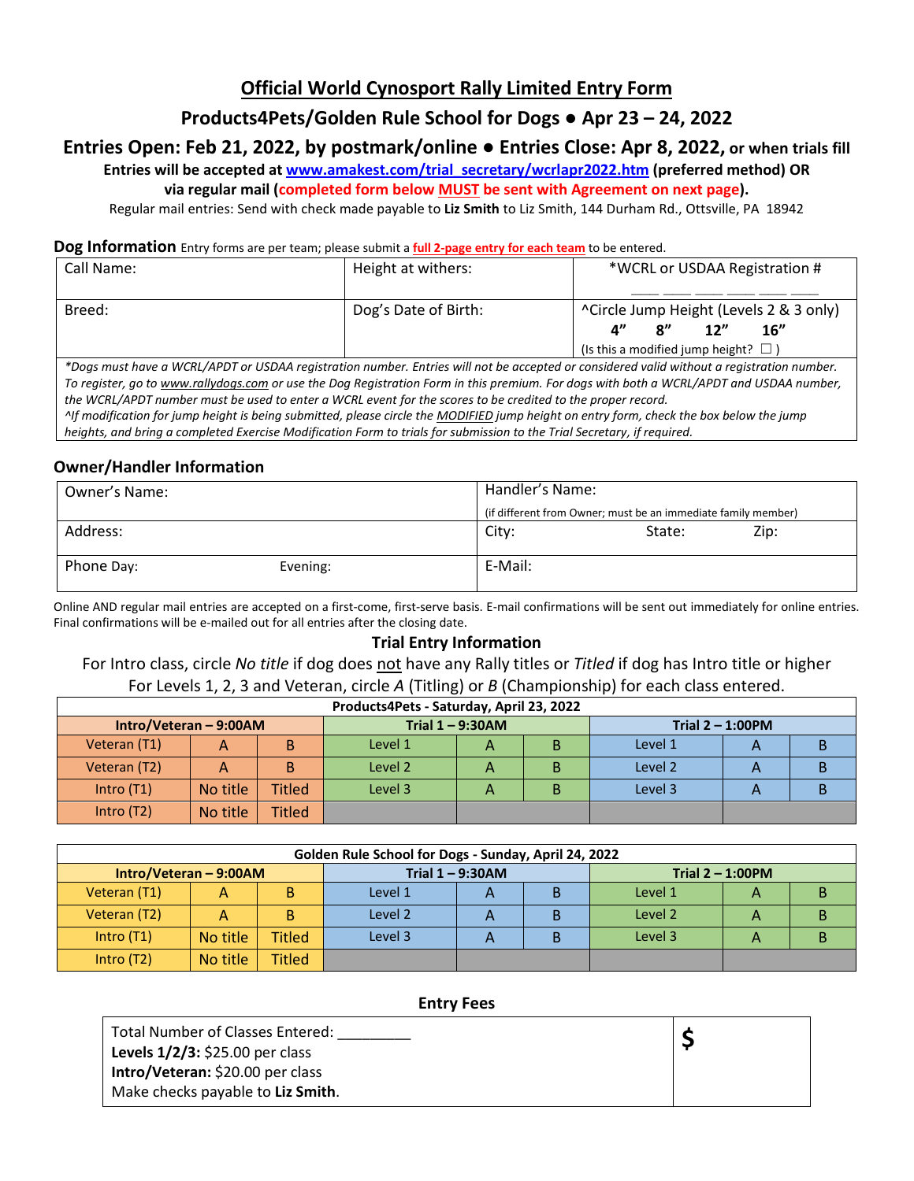# Official World Cynosport Rally Limited Entry Form

## Products4Pets/Golden Rule School for Dogs ● Apr 23 – 24, 2022

### Entries Open: Feb 21, 2022, by postmark/online ● Entries Close: Apr 8, 2022, or when trials fill

**Entries will be accepted at www.amakest.com/trial_secretary/wcrlapr2022.htm (preferred method) OR via regular mail (completed form below MUST be sent with Agreement on next page).**

Regular mail entries: Send with check made payable to **Liz Smith** to Liz Smith, 144 Durham Rd., Ottsville, PA 18942

**Dog Information** Entry forms are per team; please submit a **full 2-page entry for each team** to be entered.

| Call Name: | Height at withers: | *WCRL or USDAA Registration # ____ ____ ____ ____ ____ ____ |
|---|---|---|
| Breed: | Dog's Date of Birth: | ^Circle Jump Height (Levels 2 & 3 only) **4" 8" 12" 16"** (Is this a modified jump height? ☐ ) |

*\*Dogs must have a WCRL/APDT or USDAA registration number. Entries will not be accepted or considered valid without a registration number. To register, go to www.rallydogs.com or use the Dog Registration Form in this premium. For dogs with both a WCRL/APDT and USDAA number, the WCRL/APDT number must be used to enter a WCRL event for the scores to be credited to the proper record.*
*^If modification for jump height is being submitted, please circle the MODIFIED jump height on entry form, check the box below the jump heights, and bring a completed Exercise Modification Form to trials for submission to the Trial Secretary, if required.*

## Owner/Handler Information

| Owner's Name: | Handler's Name: (if different from Owner; must be an immediate family member) |
|---|---|
| Address: | City: State: Zip: |
| Phone Day: Evening: | E-Mail: |

Online AND regular mail entries are accepted on a first-come, first-serve basis. E-mail confirmations will be sent out immediately for online entries. Final confirmations will be e-mailed out for all entries after the closing date.

### Trial Entry Information

For Intro class, circle *No title* if dog does not have any Rally titles or *Titled* if dog has Intro title or higher
For Levels 1, 2, 3 and Veteran, circle *A* (Titling) or *B* (Championship) for each class entered.

| Products4Pets - Saturday, April 23, 2022 | | | | | | | | |
|---|---|---|---|---|---|---|---|---|
| **Intro/Veteran – 9:00AM** | | | **Trial 1 – 9:30AM** | | | **Trial 2 – 1:00PM** | | |
| Veteran (T1) | A | B | Level 1 | A | B | Level 1 | A | B |
| Veteran (T2) | A | B | Level 2 | A | B | Level 2 | A | B |
| Intro (T1) | No title | Titled | Level 3 | A | B | Level 3 | A | B |
| Intro (T2) | No title | Titled | | | | | | |

| Golden Rule School for Dogs - Sunday, April 24, 2022 | | | | | | | | |
|---|---|---|---|---|---|---|---|---|
| **Intro/Veteran – 9:00AM** | | | **Trial 1 – 9:30AM** | | | **Trial 2 – 1:00PM** | | |
| Veteran (T1) | A | B | Level 1 | A | B | Level 1 | A | B |
| Veteran (T2) | A | B | Level 2 | A | B | Level 2 | A | B |
| Intro (T1) | No title | Titled | Level 3 | A | B | Level 3 | A | B |
| Intro (T2) | No title | Titled | | | | | | |

### Entry Fees

| Total Number of Classes Entered: _________ **Levels 1/2/3:** $25.00 per class **Intro/Veteran:** $20.00 per class Make checks payable to **Liz Smith**. | **$** |
|---|---|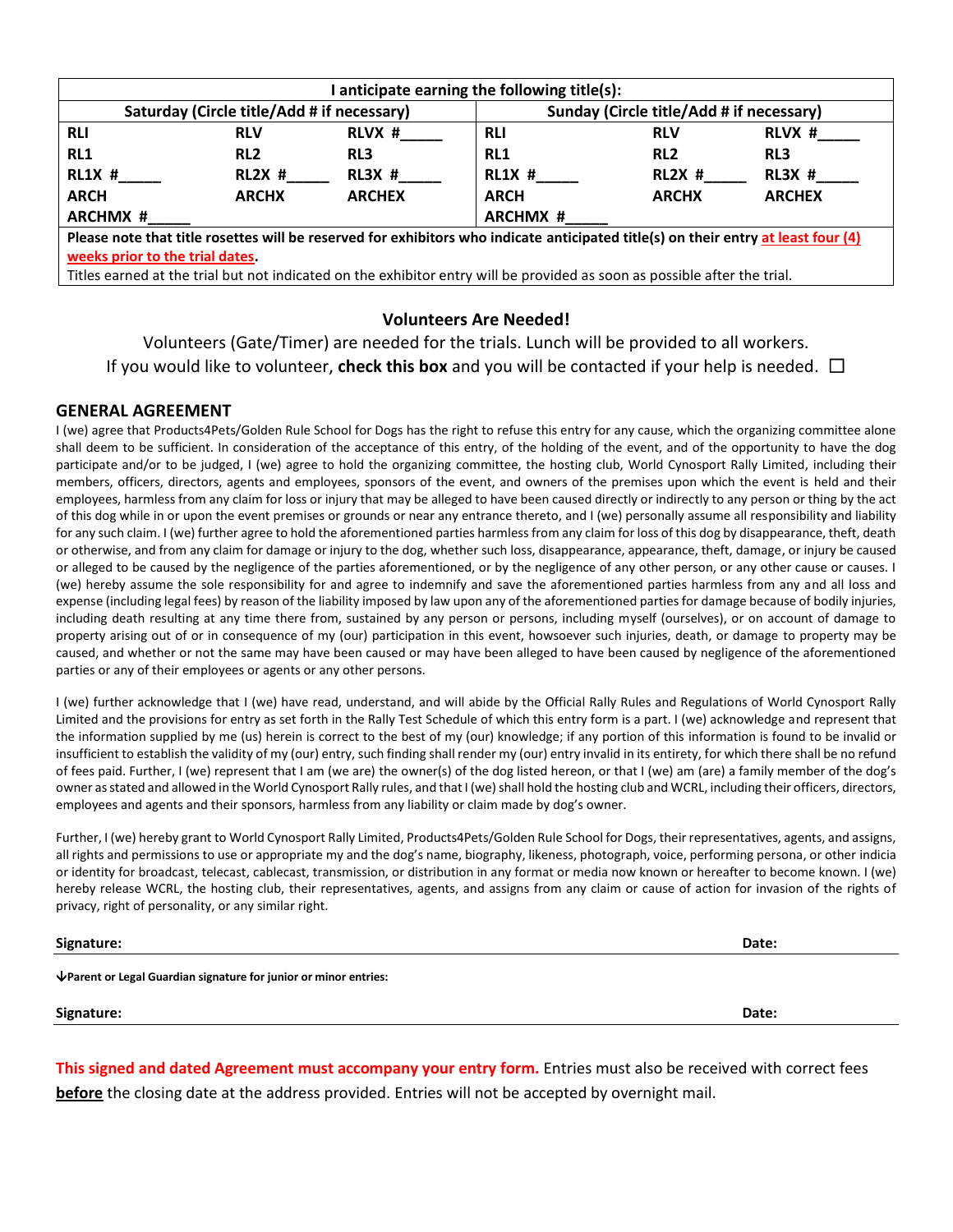| I anticipate earning the following title(s): | | | | | |
|---|---|---|---|---|---|
| **Saturday (Circle title/Add # if necessary)** | | | **Sunday (Circle title/Add # if necessary)** | | |
| **RLI** | **RLV** | **RLVX #_____** | **RLI** | **RLV** | **RLVX #_____** |
| **RL1** | **RL2** | **RL3** | **RL1** | **RL2** | **RL3** |
| **RL1X #_____** | **RL2X #_____** | **RL3X #_____** | **RL1X #_____** | **RL2X #_____** | **RL3X #_____** |
| **ARCH** | **ARCHX** | **ARCHEX** | **ARCH** | **ARCHX** | **ARCHEX** |
| **ARCHMX #_____** | | | **ARCHMX #_____** | | |

**Please note that title rosettes will be reserved for exhibitors who indicate anticipated title(s) on their entry at least four (4) weeks prior to the trial dates.**

Titles earned at the trial but not indicated on the exhibitor entry will be provided as soon as possible after the trial.

## Volunteers Are Needed!

Volunteers (Gate/Timer) are needed for the trials. Lunch will be provided to all workers.

If you would like to volunteer, **check this box** and you will be contacted if your help is needed. ☐

## GENERAL AGREEMENT

I (we) agree that Products4Pets/Golden Rule School for Dogs has the right to refuse this entry for any cause, which the organizing committee alone shall deem to be sufficient. In consideration of the acceptance of this entry, of the holding of the event, and of the opportunity to have the dog participate and/or to be judged, I (we) agree to hold the organizing committee, the hosting club, World Cynosport Rally Limited, including their members, officers, directors, agents and employees, sponsors of the event, and owners of the premises upon which the event is held and their employees, harmless from any claim for loss or injury that may be alleged to have been caused directly or indirectly to any person or thing by the act of this dog while in or upon the event premises or grounds or near any entrance thereto, and I (we) personally assume all responsibility and liability for any such claim. I (we) further agree to hold the aforementioned parties harmless from any claim for loss of this dog by disappearance, theft, death or otherwise, and from any claim for damage or injury to the dog, whether such loss, disappearance, appearance, theft, damage, or injury be caused or alleged to be caused by the negligence of the parties aforementioned, or by the negligence of any other person, or any other cause or causes. I (we) hereby assume the sole responsibility for and agree to indemnify and save the aforementioned parties harmless from any and all loss and expense (including legal fees) by reason of the liability imposed by law upon any of the aforementioned parties for damage because of bodily injuries, including death resulting at any time there from, sustained by any person or persons, including myself (ourselves), or on account of damage to property arising out of or in consequence of my (our) participation in this event, howsoever such injuries, death, or damage to property may be caused, and whether or not the same may have been caused or may have been alleged to have been caused by negligence of the aforementioned parties or any of their employees or agents or any other persons.

I (we) further acknowledge that I (we) have read, understand, and will abide by the Official Rally Rules and Regulations of World Cynosport Rally Limited and the provisions for entry as set forth in the Rally Test Schedule of which this entry form is a part. I (we) acknowledge and represent that the information supplied by me (us) herein is correct to the best of my (our) knowledge; if any portion of this information is found to be invalid or insufficient to establish the validity of my (our) entry, such finding shall render my (our) entry invalid in its entirety, for which there shall be no refund of fees paid. Further, I (we) represent that I am (we are) the owner(s) of the dog listed hereon, or that I (we) am (are) a family member of the dog's owner as stated and allowed in the World Cynosport Rally rules, and that I (we) shall hold the hosting club and WCRL, including their officers, directors, employees and agents and their sponsors, harmless from any liability or claim made by dog's owner.

Further, I (we) hereby grant to World Cynosport Rally Limited, Products4Pets/Golden Rule School for Dogs, their representatives, agents, and assigns, all rights and permissions to use or appropriate my and the dog's name, biography, likeness, photograph, voice, performing persona, or other indicia or identity for broadcast, telecast, cablecast, transmission, or distribution in any format or media now known or hereafter to become known. I (we) hereby release WCRL, the hosting club, their representatives, agents, and assigns from any claim or cause of action for invasion of the rights of privacy, right of personality, or any similar right.

**Signature:** ________________________________________ **Date:** __________

**↓Parent or Legal Guardian signature for junior or minor entries:**

**Signature:** ________________________________________ **Date:** __________

**This signed and dated Agreement must accompany your entry form.** Entries must also be received with correct fees **before** the closing date at the address provided. Entries will not be accepted by overnight mail.